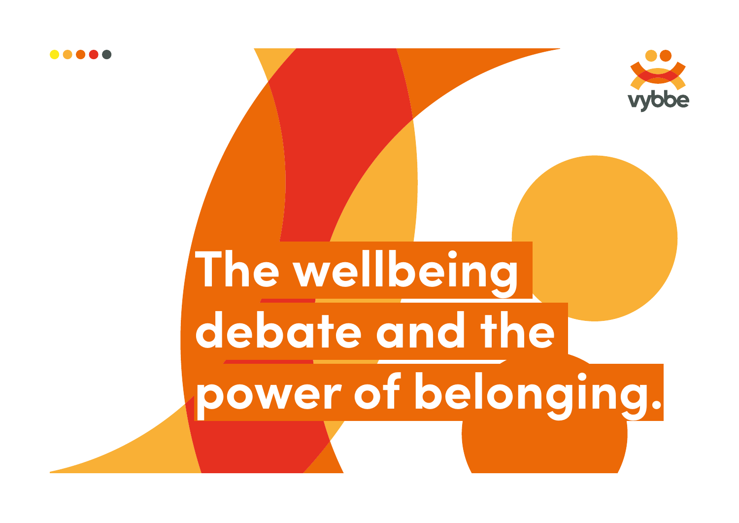vybbe

# The wellbeing debate and the power of belonging.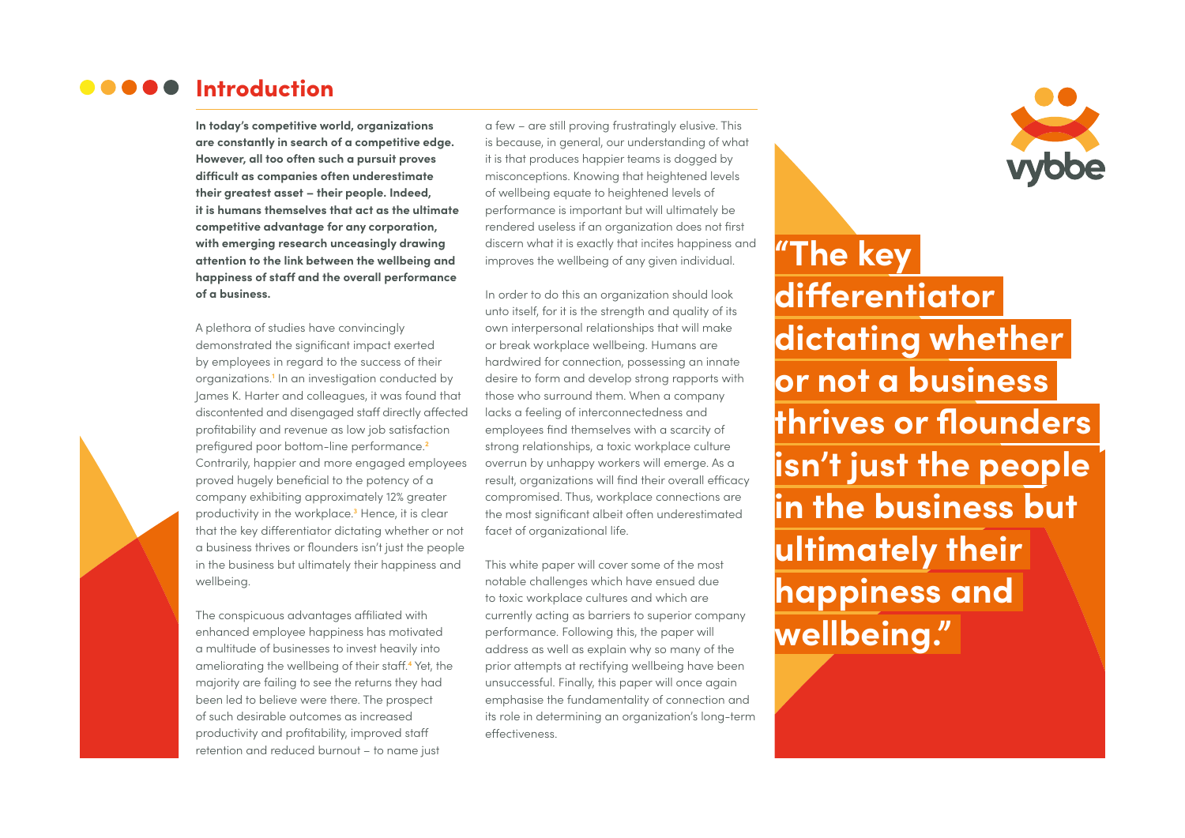## Introduction

**In today's competitive world, organizations are constantly in search of a competitive edge. However, all too often such a pursuit proves difficult as companies often underestimate their greatest asset – their people. Indeed, it is humans themselves that act as the ultimate competitive advantage for any corporation, with emerging research unceasingly drawing attention to the link between the wellbeing and happiness of staff and the overall performance of a business.**

A plethora of studies have convincingly demonstrated the significant impact exerted by employees in regard to the success of their organizations.[1] In an investigation conducted by James K. Harter and colleagues, it was found that discontented and disengaged staff directly affected profitability and revenue as low job satisfaction prefigured poor bottom-line performance.[2] Contrarily, happier and more engaged employees proved hugely beneficial to the potency of a company exhibiting approximately 12% greater productivity in the workplace.[3] Hence, it is clear that the key differentiator dictating whether or not a business thrives or flounders isn't just the people in the business but ultimately their happiness and wellbeing.

The conspicuous advantages affiliated with enhanced employee happiness has motivated a multitude of businesses to invest heavily into ameliorating the wellbeing of their staff.[4] Yet, the majority are failing to see the returns they had been led to believe were there. The prospect of such desirable outcomes as increased productivity and profitability, improved staff retention and reduced burnout – to name just a few – are still proving frustratingly elusive. This is because, in general, our understanding of what it is that produces happier teams is dogged by misconceptions. Knowing that heightened levels of wellbeing equate to heightened levels of performance is important but will ultimately be rendered useless if an organization does not first discern what it is exactly that incites happiness and improves the wellbeing of any given individual.

In order to do this an organization should look unto itself, for it is the strength and quality of its own interpersonal relationships that will make or break workplace wellbeing. Humans are hardwired for connection, possessing an innate desire to form and develop strong rapports with those who surround them. When a company lacks a feeling of interconnectedness and employees find themselves with a scarcity of strong relationships, a toxic workplace culture overrun by unhappy workers will emerge. As a result, organizations will find their overall efficacy compromised. Thus, workplace connections are the most significant albeit often underestimated facet of organizational life.

This white paper will cover some of the most notable challenges which have ensued due to toxic workplace cultures and which are currently acting as barriers to superior company performance. Following this, the paper will address as well as explain why so many of the prior attempts at rectifying wellbeing have been unsuccessful. Finally, this paper will once again emphasise the fundamentality of connection and its role in determining an organization's long-term effectiveness.

> **"The key differentiator dictating whether or not a business thrives or flounders isn't just the people in the business but ultimately their happiness and wellbeing."**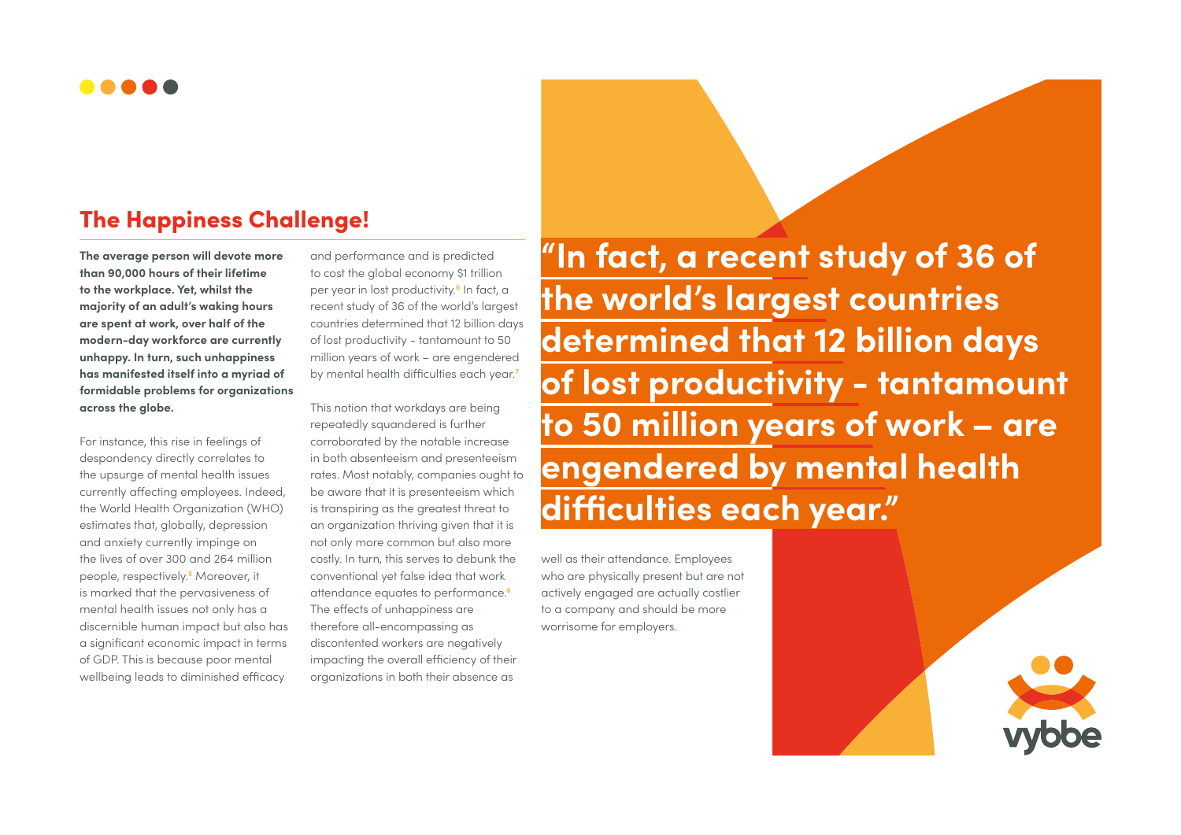## The Happiness Challenge!

**The average person will devote more than 90,000 hours of their lifetime to the workplace. Yet, whilst the majority of an adult's waking hours are spent at work, over half of the modern-day workforce are currently unhappy. In turn, such unhappiness has manifested itself into a myriad of formidable problems for organizations across the globe.**

For instance, this rise in feelings of despondency directly correlates to the upsurge of mental health issues currently affecting employees. Indeed, the World Health Organization (WHO) estimates that, globally, depression and anxiety currently impinge on the lives of over 300 and 264 million people, respectively.[5] Moreover, it is marked that the pervasiveness of mental health issues not only has a discernible human impact but also has a significant economic impact in terms of GDP. This is because poor mental wellbeing leads to diminished efficacy and performance and is predicted to cost the global economy $1 trillion per year in lost productivity.[6] In fact, a recent study of 36 of the world's largest countries determined that 12 billion days of lost productivity - tantamount to 50 million years of work – are engendered by mental health difficulties each year.[7]

This notion that workdays are being repeatedly squandered is further corroborated by the notable increase in both absenteeism and presenteeism rates. Most notably, companies ought to be aware that it is presenteeism which is transpiring as the greatest threat to an organization thriving given that it is not only more common but also more costly. In turn, this serves to debunk the conventional yet false idea that work attendance equates to performance.[8] The effects of unhappiness are therefore all-encompassing as discontented workers are negatively impacting the overall efficiency of their organizations in both their absence as well as their attendance. Employees who are physically present but are not actively engaged are actually costlier to a company and should be more worrisome for employers.

> **"In fact, a recent study of 36 of the world's largest countries determined that 12 billion days of lost productivity - tantamount to 50 million years of work – are engendered by mental health difficulties each year."**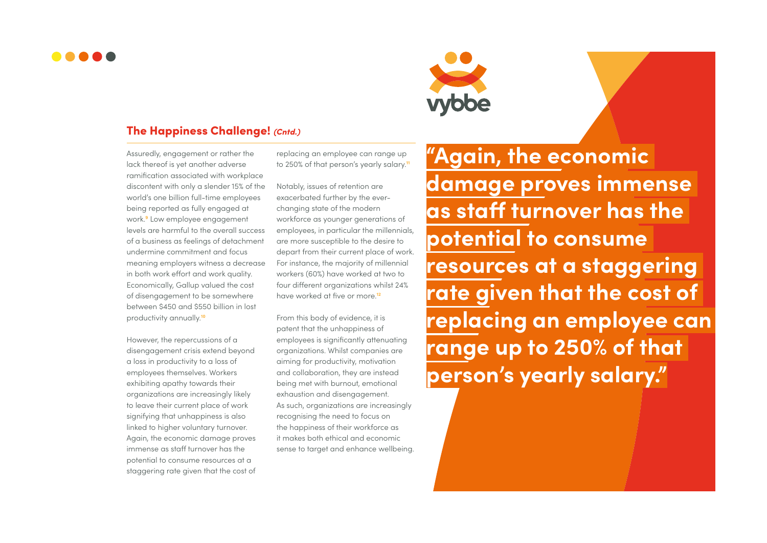## The Happiness Challenge! *(Cntd.)*

Assuredly, engagement or rather the lack thereof is yet another adverse ramification associated with workplace discontent with only a slender 15% of the world's one billion full-time employees being reported as fully engaged at work.[9] Low employee engagement levels are harmful to the overall success of a business as feelings of detachment undermine commitment and focus meaning employers witness a decrease in both work effort and work quality. Economically, Gallup valued the cost of disengagement to be somewhere between $450 and $550 billion in lost productivity annually.[10]

However, the repercussions of a disengagement crisis extend beyond a loss in productivity to a loss of employees themselves. Workers exhibiting apathy towards their organizations are increasingly likely to leave their current place of work signifying that unhappiness is also linked to higher voluntary turnover. Again, the economic damage proves immense as staff turnover has the potential to consume resources at a staggering rate given that the cost of replacing an employee can range up to 250% of that person's yearly salary.[11]

Notably, issues of retention are exacerbated further by the ever-changing state of the modern workforce as younger generations of employees, in particular the millennials, are more susceptible to the desire to depart from their current place of work. For instance, the majority of millennial workers (60%) have worked at two to four different organizations whilst 24% have worked at five or more.[12]

From this body of evidence, it is patent that the unhappiness of employees is significantly attenuating organizations. Whilst companies are aiming for productivity, motivation and collaboration, they are instead being met with burnout, emotional exhaustion and disengagement. As such, organizations are increasingly recognising the need to focus on the happiness of their workforce as it makes both ethical and economic sense to target and enhance wellbeing.

> **"Again, the economic damage proves immense as staff turnover has the potential to consume resources at a staggering rate given that the cost of replacing an employee can range up to 250% of that person's yearly salary."**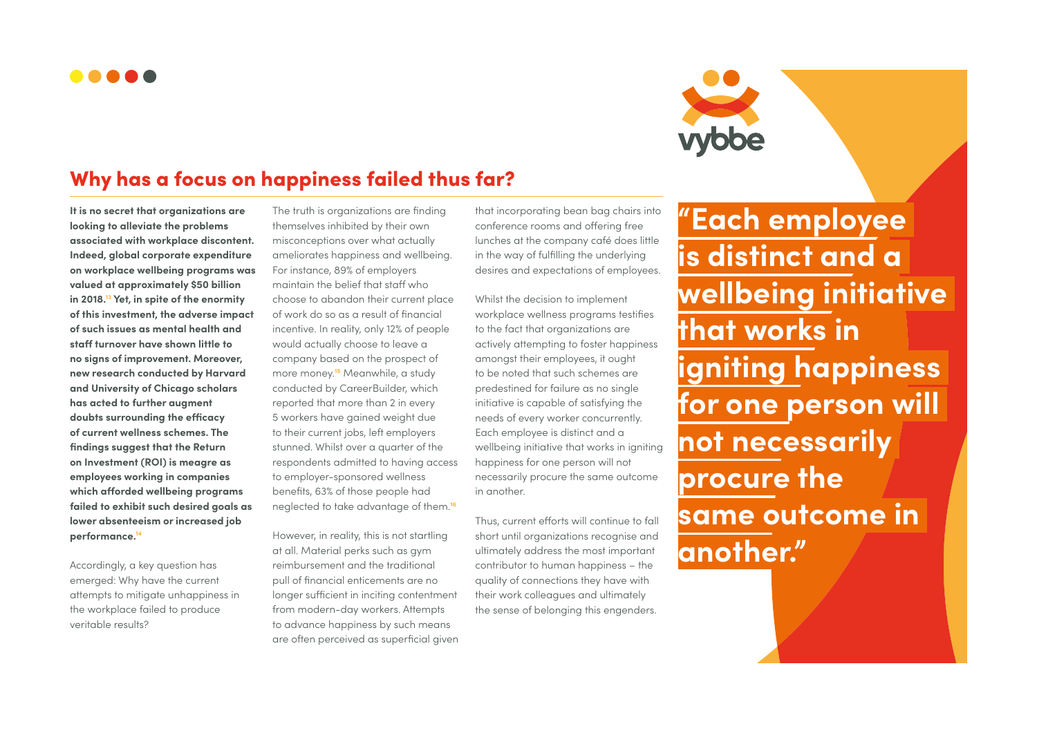## Why has a focus on happiness failed thus far?

**It is no secret that organizations are looking to alleviate the problems associated with workplace discontent. Indeed, global corporate expenditure on workplace wellbeing programs was valued at approximately $50 billion in 2018.[13] Yet, in spite of the enormity of this investment, the adverse impact of such issues as mental health and staff turnover have shown little to no signs of improvement. Moreover, new research conducted by Harvard and University of Chicago scholars has acted to further augment doubts surrounding the efficacy of current wellness schemes. The findings suggest that the Return on Investment (ROI) is meagre as employees working in companies which afforded wellbeing programs failed to exhibit such desired goals as lower absenteeism or increased job performance.[14]**

Accordingly, a key question has emerged: Why have the current attempts to mitigate unhappiness in the workplace failed to produce veritable results?

The truth is organizations are finding themselves inhibited by their own misconceptions over what actually ameliorates happiness and wellbeing. For instance, 89% of employers maintain the belief that staff who choose to abandon their current place of work do so as a result of financial incentive. In reality, only 12% of people would actually choose to leave a company based on the prospect of more money.[15] Meanwhile, a study conducted by CareerBuilder, which reported that more than 2 in every 5 workers have gained weight due to their current jobs, left employers stunned. Whilst over a quarter of the respondents admitted to having access to employer-sponsored wellness benefits, 63% of those people had neglected to take advantage of them.[16]

However, in reality, this is not startling at all. Material perks such as gym reimbursement and the traditional pull of financial enticements are no longer sufficient in inciting contentment from modern-day workers. Attempts to advance happiness by such means are often perceived as superficial given that incorporating bean bag chairs into conference rooms and offering free lunches at the company café does little in the way of fulfilling the underlying desires and expectations of employees.

Whilst the decision to implement workplace wellness programs testifies to the fact that organizations are actively attempting to foster happiness amongst their employees, it ought to be noted that such schemes are predestined for failure as no single initiative is capable of satisfying the needs of every worker concurrently. Each employee is distinct and a wellbeing initiative that works in igniting happiness for one person will not necessarily procure the same outcome in another.

Thus, current efforts will continue to fall short until organizations recognise and ultimately address the most important contributor to human happiness – the quality of connections they have with their work colleagues and ultimately the sense of belonging this engenders.

> **"Each employee is distinct and a wellbeing initiative that works in igniting happiness for one person will not necessarily procure the same outcome in another."**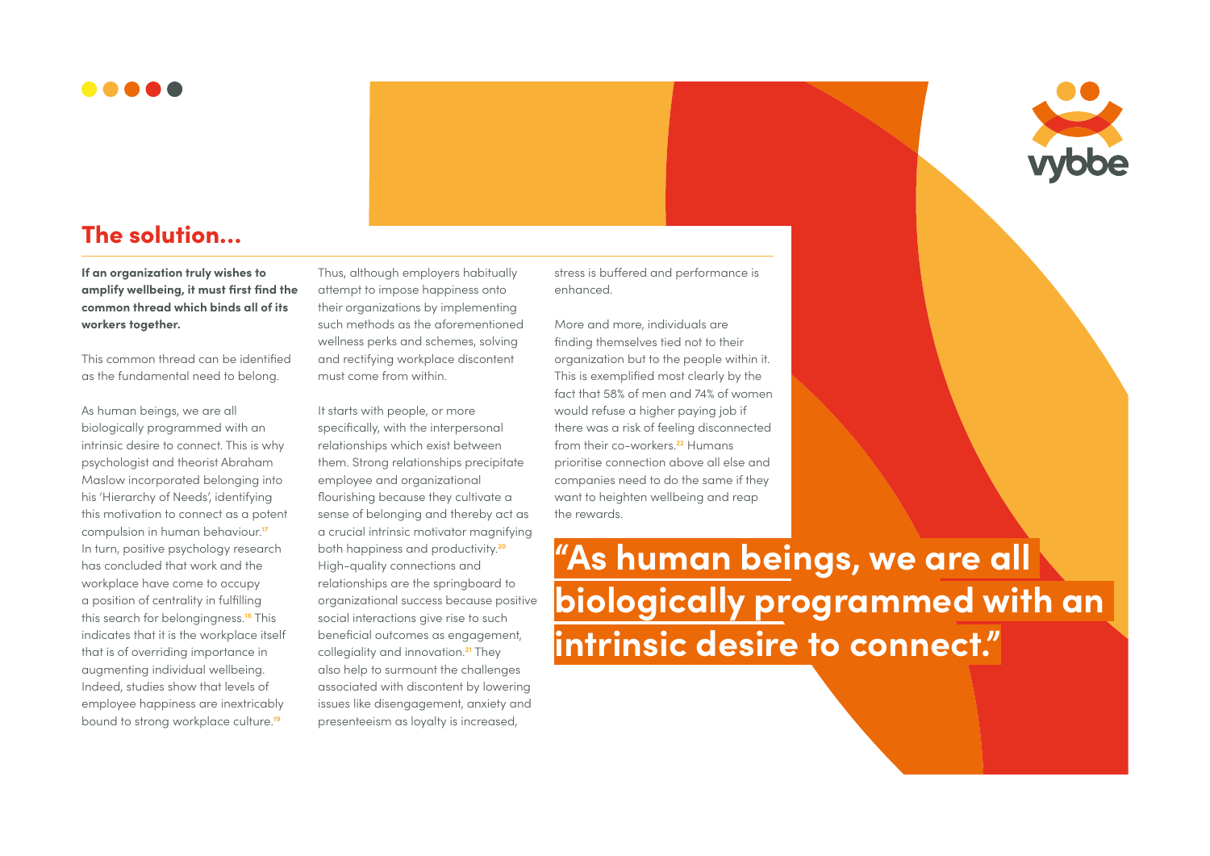## The solution...

**If an organization truly wishes to amplify wellbeing, it must first find the common thread which binds all of its workers together.**

This common thread can be identified as the fundamental need to belong.

As human beings, we are all biologically programmed with an intrinsic desire to connect. This is why psychologist and theorist Abraham Maslow incorporated belonging into his 'Hierarchy of Needs', identifying this motivation to connect as a potent compulsion in human behaviour.[17] In turn, positive psychology research has concluded that work and the workplace have come to occupy a position of centrality in fulfilling this search for belongingness.[18] This indicates that it is the workplace itself that is of overriding importance in augmenting individual wellbeing. Indeed, studies show that levels of employee happiness are inextricably bound to strong workplace culture.[19]

Thus, although employers habitually attempt to impose happiness onto their organizations by implementing such methods as the aforementioned wellness perks and schemes, solving and rectifying workplace discontent must come from within.

It starts with people, or more specifically, with the interpersonal relationships which exist between them. Strong relationships precipitate employee and organizational flourishing because they cultivate a sense of belonging and thereby act as a crucial intrinsic motivator magnifying both happiness and productivity.[20] High-quality connections and relationships are the springboard to organizational success because positive social interactions give rise to such beneficial outcomes as engagement, collegiality and innovation.[21] They also help to surmount the challenges associated with discontent by lowering issues like disengagement, anxiety and presenteeism as loyalty is increased, stress is buffered and performance is enhanced.

More and more, individuals are finding themselves tied not to their organization but to the people within it. This is exemplified most clearly by the fact that 58% of men and 74% of women would refuse a higher paying job if there was a risk of feeling disconnected from their co-workers.[22] Humans prioritise connection above all else and companies need to do the same if they want to heighten wellbeing and reap the rewards.

> **"As human beings, we are all biologically programmed with an intrinsic desire to connect."**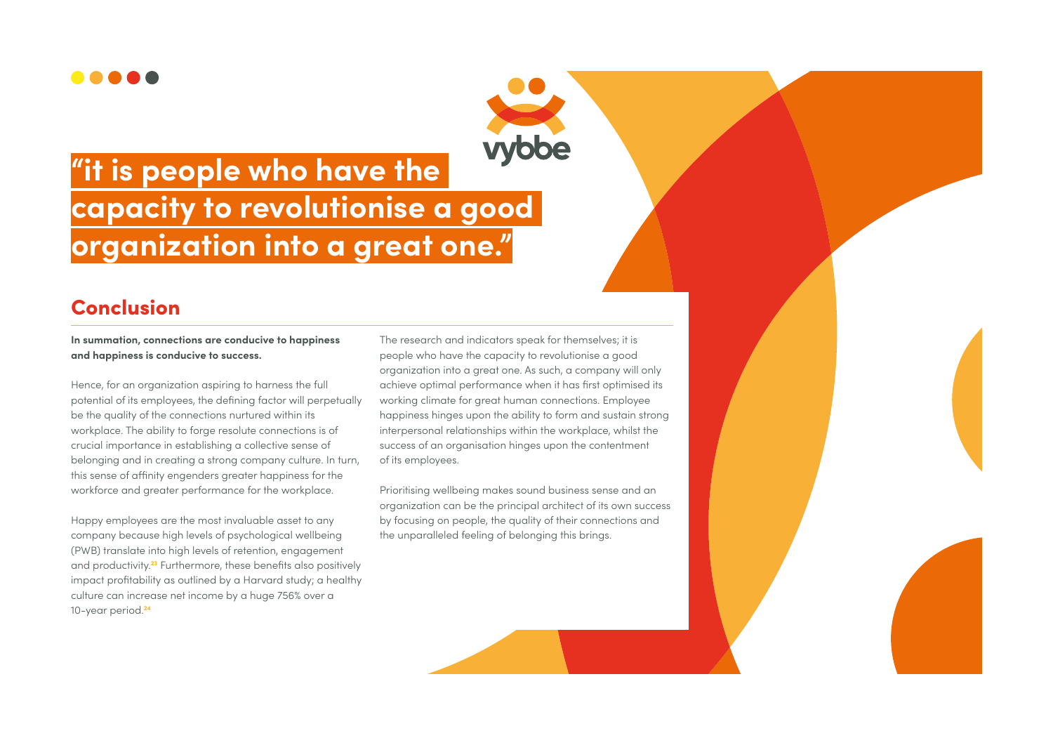**“it is people who have the capacity to revolutionise a good organization into a great one.”**

## Conclusion

**In summation, connections are conducive to happiness and happiness is conducive to success.**

Hence, for an organization aspiring to harness the full potential of its employees, the defining factor will perpetually be the quality of the connections nurtured within its workplace. The ability to forge resolute connections is of crucial importance in establishing a collective sense of belonging and in creating a strong company culture. In turn, this sense of affinity engenders greater happiness for the workforce and greater performance for the workplace.

Happy employees are the most invaluable asset to any company because high levels of psychological wellbeing (PWB) translate into high levels of retention, engagement and productivity.[23] Furthermore, these benefits also positively impact profitability as outlined by a Harvard study; a healthy culture can increase net income by a huge 756% over a 10-year period.[24]

The research and indicators speak for themselves; it is people who have the capacity to revolutionise a good organization into a great one. As such, a company will only achieve optimal performance when it has first optimised its working climate for great human connections. Employee happiness hinges upon the ability to form and sustain strong interpersonal relationships within the workplace, whilst the success of an organisation hinges upon the contentment of its employees.

Prioritising wellbeing makes sound business sense and an organization can be the principal architect of its own success by focusing on people, the quality of their connections and the unparalleled feeling of belonging this brings.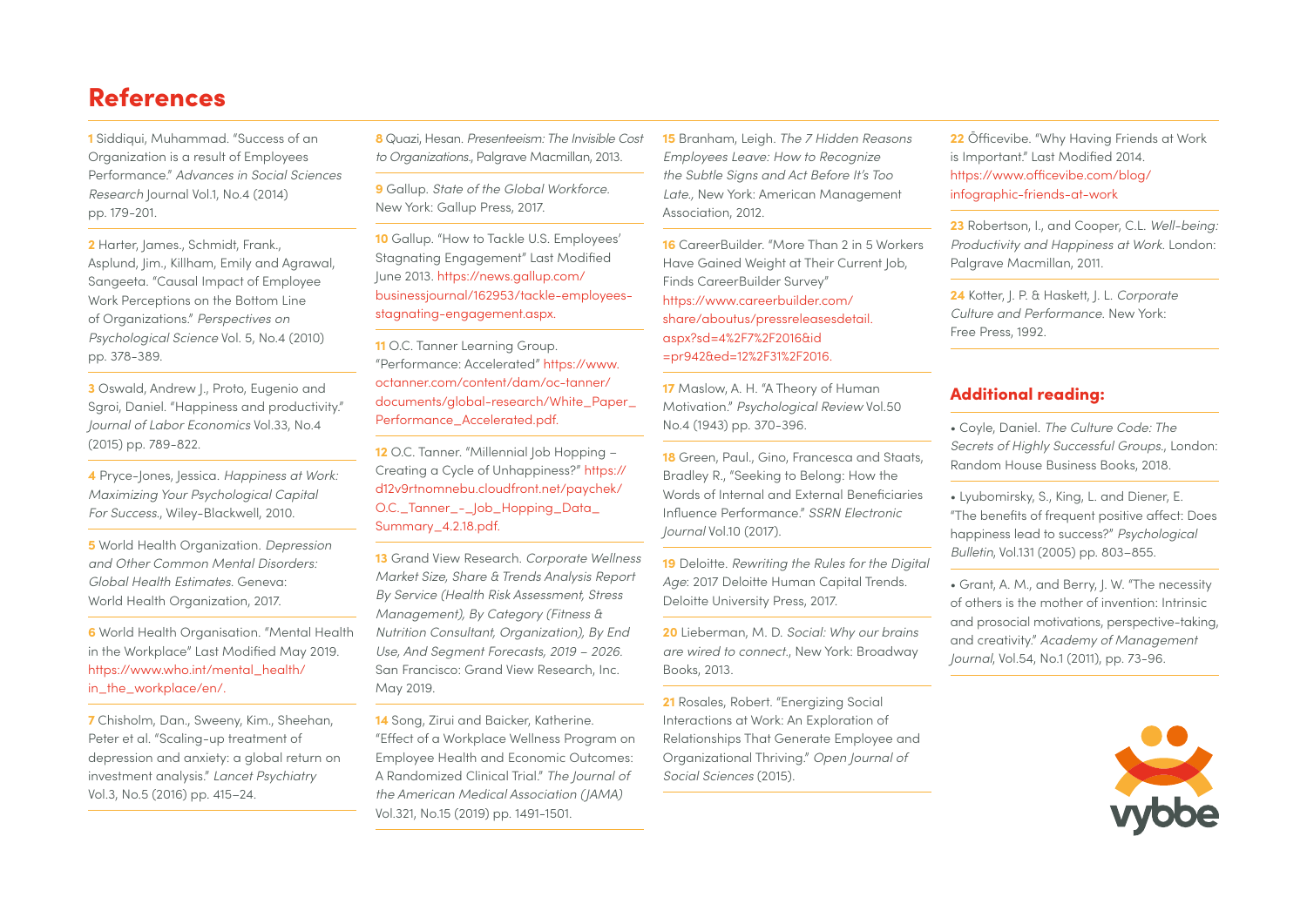# References

**1** Siddiqui, Muhammad. "Success of an Organization is a result of Employees Performance." *Advances in Social Sciences Research* Journal Vol.1, No.4 (2014) pp. 179-201.

**2** Harter, James., Schmidt, Frank., Asplund, Jim., Killham, Emily and Agrawal, Sangeeta. "Causal Impact of Employee Work Perceptions on the Bottom Line of Organizations." *Perspectives on Psychological Science* Vol. 5, No.4 (2010) pp. 378-389.

**3** Oswald, Andrew J., Proto, Eugenio and Sgroi, Daniel. "Happiness and productivity." *Journal of Labor Economics* Vol.33, No.4 (2015) pp. 789-822.

**4** Pryce-Jones, Jessica. *Happiness at Work: Maximizing Your Psychological Capital For Success.*, Wiley-Blackwell, 2010.

**5** World Health Organization. *Depression and Other Common Mental Disorders: Global Health Estimates.* Geneva: World Health Organization, 2017.

**6** World Health Organisation. "Mental Health in the Workplace" Last Modified May 2019. https://www.who.int/mental_health/in_the_workplace/en/.

**7** Chisholm, Dan., Sweeny, Kim., Sheehan, Peter et al. "Scaling-up treatment of depression and anxiety: a global return on investment analysis." *Lancet Psychiatry* Vol.3, No.5 (2016) pp. 415–24.

**8** Quazi, Hesan. *Presenteeism: The Invisible Cost to Organizations.*, Palgrave Macmillan, 2013.

**9** Gallup. *State of the Global Workforce.* New York: Gallup Press, 2017.

**10** Gallup. "How to Tackle U.S. Employees' Stagnating Engagement" Last Modified June 2013. https://news.gallup.com/businessjournal/162953/tackle-employees-stagnating-engagement.aspx.

**11** O.C. Tanner Learning Group. "Performance: Accelerated" https://www.octanner.com/content/dam/oc-tanner/documents/global-research/White_Paper_Performance_Accelerated.pdf.

**12** O.C. Tanner. "Millennial Job Hopping – Creating a Cycle of Unhappiness?" https://d12v9rtnomnebu.cloudfront.net/paychek/O.C._Tanner_-_Job_Hopping_Data_Summary_4.2.18.pdf.

**13** Grand View Research. *Corporate Wellness Market Size, Share & Trends Analysis Report By Service (Health Risk Assessment, Stress Management), By Category (Fitness & Nutrition Consultant, Organization), By End Use, And Segment Forecasts, 2019 – 2026.* San Francisco: Grand View Research, Inc. May 2019.

**14** Song, Zirui and Baicker, Katherine. "Effect of a Workplace Wellness Program on Employee Health and Economic Outcomes: A Randomized Clinical Trial." *The Journal of the American Medical Association (JAMA)* Vol.321, No.15 (2019) pp. 1491-1501.

**15** Branham, Leigh. *The 7 Hidden Reasons Employees Leave: How to Recognize the Subtle Signs and Act Before It's Too Late.*, New York: American Management Association, 2012.

**16** CareerBuilder. "More Than 2 in 5 Workers Have Gained Weight at Their Current Job, Finds CareerBuilder Survey" https://www.careerbuilder.com/share/aboutus/pressreleasesdetail.aspx?sd=4%2F7%2F2016&id=pr942&ed=12%2F31%2F2016.

**17** Maslow, A. H. "A Theory of Human Motivation." *Psychological Review* Vol.50 No.4 (1943) pp. 370-396.

**18** Green, Paul., Gino, Francesca and Staats, Bradley R., "Seeking to Belong: How the Words of Internal and External Beneficiaries Influence Performance." *SSRN Electronic Journal* Vol.10 (2017).

**19** Deloitte. *Rewriting the Rules for the Digital Age*: 2017 Deloitte Human Capital Trends. Deloitte University Press, 2017.

**20** Lieberman, M. D. *Social: Why our brains are wired to connect.*, New York: Broadway Books, 2013.

**21** Rosales, Robert. "Energizing Social Interactions at Work: An Exploration of Relationships That Generate Employee and Organizational Thriving." *Open Journal of Social Sciences* (2015).

**22** Ōfficevibe. "Why Having Friends at Work is Important." Last Modified 2014. https://www.officevibe.com/blog/infographic-friends-at-work

**23** Robertson, I., and Cooper, C.L. *Well-being: Productivity and Happiness at Work.* London: Palgrave Macmillan, 2011.

**24** Kotter, J. P. & Haskett, J. L. *Corporate Culture and Performance.* New York: Free Press, 1992.

## Additional reading:

- Coyle, Daniel. *The Culture Code: The Secrets of Highly Successful Groups.*, London: Random House Business Books, 2018.
- Lyubomirsky, S., King, L. and Diener, E. "The benefits of frequent positive affect: Does happiness lead to success?" *Psychological Bulletin*, Vol.131 (2005) pp. 803–855.
- Grant, A. M., and Berry, J. W. "The necessity of others is the mother of invention: Intrinsic and prosocial motivations, perspective-taking, and creativity." *Academy of Management Journal*, Vol.54, No.1 (2011), pp. 73-96.

vybbe